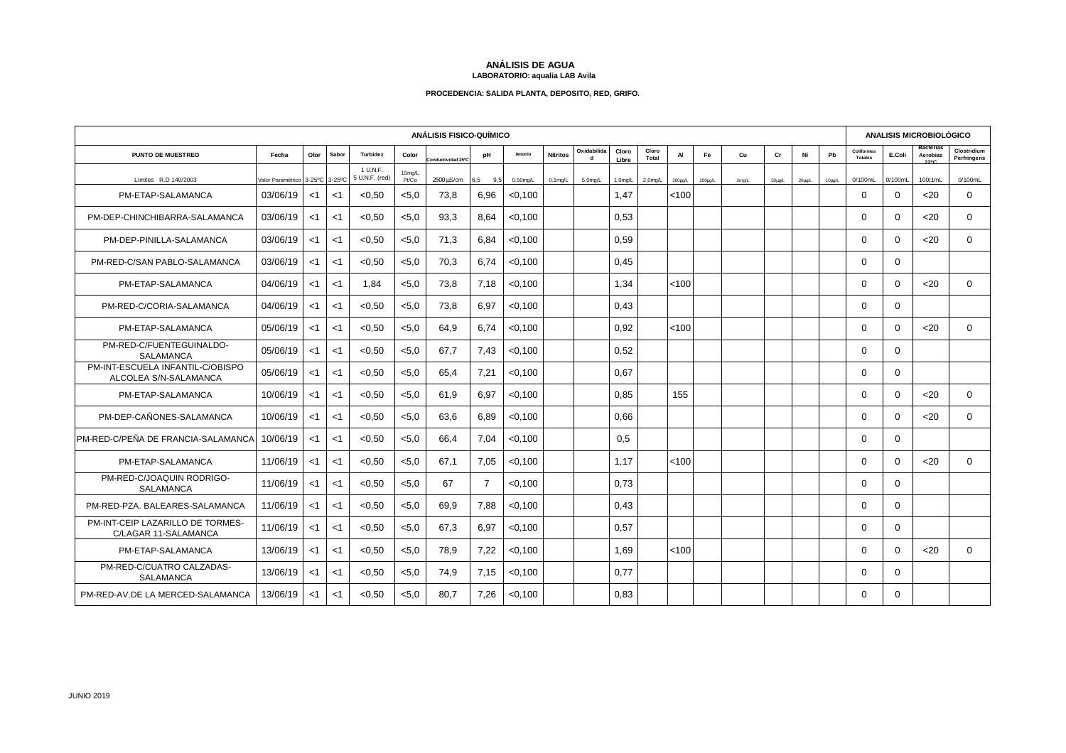# ANÁLISIS DE AGUA
**LABORATORIO: aqualia LAB Avila**

**PROCEDENCIA: SALIDA PLANTA, DEPOSITO, RED, GRIFO.**

| ANÁLISIS FISICO-QUÍMICO | | | | | | | | | | | | | | | | | | | | | ANALISIS MICROBIOLÓGICO | | | |
|---|---|---|---|---|---|---|---|---|---|---|---|---|---|---|---|---|---|---|---|---|---|---|---|---|
| PUNTO DE MUESTREO | Fecha | Olor | Sabor | Turbidez | Color | Conductividad 25ºC | pH | Amonio | Nitritos | Oxidabilidad | Cloro Libre | Cloro Total | Al | Fe | Cu | Cr | Ni | Pb | Coliformes Totales | E.Coli | Bacterias Aerobias 22ºC | Clostridium Perfringens |
| Límites R.D 140/2003 | Valor Paramétrico | 3-25ºC | 3-25ºC | 1 U.N.F. 5 U.N.F. (red) | 15mg/L Pt/Co | 2500 µS/cm | 6,5 9,5 | 0.50mg/L | 0.1mg/L | 5,0mg/L | 1,0mg/L | 2,0mg/L | 200µg/L | 200µg/L | 2mg/L | 50µg/L | 20µg/L | 10µg/L | 0/100mL | 0/100mL | 100/1mL | 0/100mL |
| PM-ETAP-SALAMANCA | 03/06/19 | <1 | <1 | <0,50 | <5,0 | 73,8 | 6,96 | <0,100 | | | 1,47 | | <100 | | | | | | 0 | 0 | <20 | 0 |
| PM-DEP-CHINCHIBARRA-SALAMANCA | 03/06/19 | <1 | <1 | <0,50 | <5,0 | 93,3 | 8,64 | <0,100 | | | 0,53 | | | | | | | | 0 | 0 | <20 | 0 |
| PM-DEP-PINILLA-SALAMANCA | 03/06/19 | <1 | <1 | <0,50 | <5,0 | 71,3 | 6,84 | <0,100 | | | 0,59 | | | | | | | | 0 | 0 | <20 | 0 |
| PM-RED-C/SAN PABLO-SALAMANCA | 03/06/19 | <1 | <1 | <0,50 | <5,0 | 70,3 | 6,74 | <0,100 | | | 0,45 | | | | | | | | 0 | 0 | | |
| PM-ETAP-SALAMANCA | 04/06/19 | <1 | <1 | 1,84 | <5,0 | 73,8 | 7,18 | <0,100 | | | 1,34 | | <100 | | | | | | 0 | 0 | <20 | 0 |
| PM-RED-C/CORIA-SALAMANCA | 04/06/19 | <1 | <1 | <0,50 | <5,0 | 73,8 | 6,97 | <0,100 | | | 0,43 | | | | | | | | 0 | 0 | | |
| PM-ETAP-SALAMANCA | 05/06/19 | <1 | <1 | <0,50 | <5,0 | 64,9 | 6,74 | <0,100 | | | 0,92 | | <100 | | | | | | 0 | 0 | <20 | 0 |
| PM-RED-C/FUENTEGUINALDO-SALAMANCA | 05/06/19 | <1 | <1 | <0,50 | <5,0 | 67,7 | 7,43 | <0,100 | | | 0,52 | | | | | | | | 0 | 0 | | |
| PM-INT-ESCUELA INFANTIL-C/OBISPO ALCOLEA S/N-SALAMANCA | 05/06/19 | <1 | <1 | <0,50 | <5,0 | 65,4 | 7,21 | <0,100 | | | 0,67 | | | | | | | | 0 | 0 | | |
| PM-ETAP-SALAMANCA | 10/06/19 | <1 | <1 | <0,50 | <5,0 | 61,9 | 6,97 | <0,100 | | | 0,85 | | 155 | | | | | | 0 | 0 | <20 | 0 |
| PM-DEP-CAÑONES-SALAMANCA | 10/06/19 | <1 | <1 | <0,50 | <5,0 | 63,6 | 6,89 | <0,100 | | | 0,66 | | | | | | | | 0 | 0 | <20 | 0 |
| PM-RED-C/PEÑA DE FRANCIA-SALAMANCA | 10/06/19 | <1 | <1 | <0,50 | <5,0 | 66,4 | 7,04 | <0,100 | | | 0,5 | | | | | | | | 0 | 0 | | |
| PM-ETAP-SALAMANCA | 11/06/19 | <1 | <1 | <0,50 | <5,0 | 67,1 | 7,05 | <0,100 | | | 1,17 | | <100 | | | | | | 0 | 0 | <20 | 0 |
| PM-RED-C/JOAQUIN RODRIGO-SALAMANCA | 11/06/19 | <1 | <1 | <0,50 | <5,0 | 67 | 7 | <0,100 | | | 0,73 | | | | | | | | 0 | 0 | | |
| PM-RED-PZA. BALEARES-SALAMANCA | 11/06/19 | <1 | <1 | <0,50 | <5,0 | 69,9 | 7,88 | <0,100 | | | 0,43 | | | | | | | | 0 | 0 | | |
| PM-INT-CEIP LAZARILLO DE TORMES-C/LAGAR 11-SALAMANCA | 11/06/19 | <1 | <1 | <0,50 | <5,0 | 67,3 | 6,97 | <0,100 | | | 0,57 | | | | | | | | 0 | 0 | | |
| PM-ETAP-SALAMANCA | 13/06/19 | <1 | <1 | <0,50 | <5,0 | 78,9 | 7,22 | <0,100 | | | 1,69 | | <100 | | | | | | 0 | 0 | <20 | 0 |
| PM-RED-C/CUATRO CALZADAS-SALAMANCA | 13/06/19 | <1 | <1 | <0,50 | <5,0 | 74,9 | 7,15 | <0,100 | | | 0,77 | | | | | | | | 0 | 0 | | |
| PM-RED-AV.DE LA MERCED-SALAMANCA | 13/06/19 | <1 | <1 | <0,50 | <5,0 | 80,7 | 7,26 | <0,100 | | | 0,83 | | | | | | | | 0 | 0 | | |

JUNIO 2019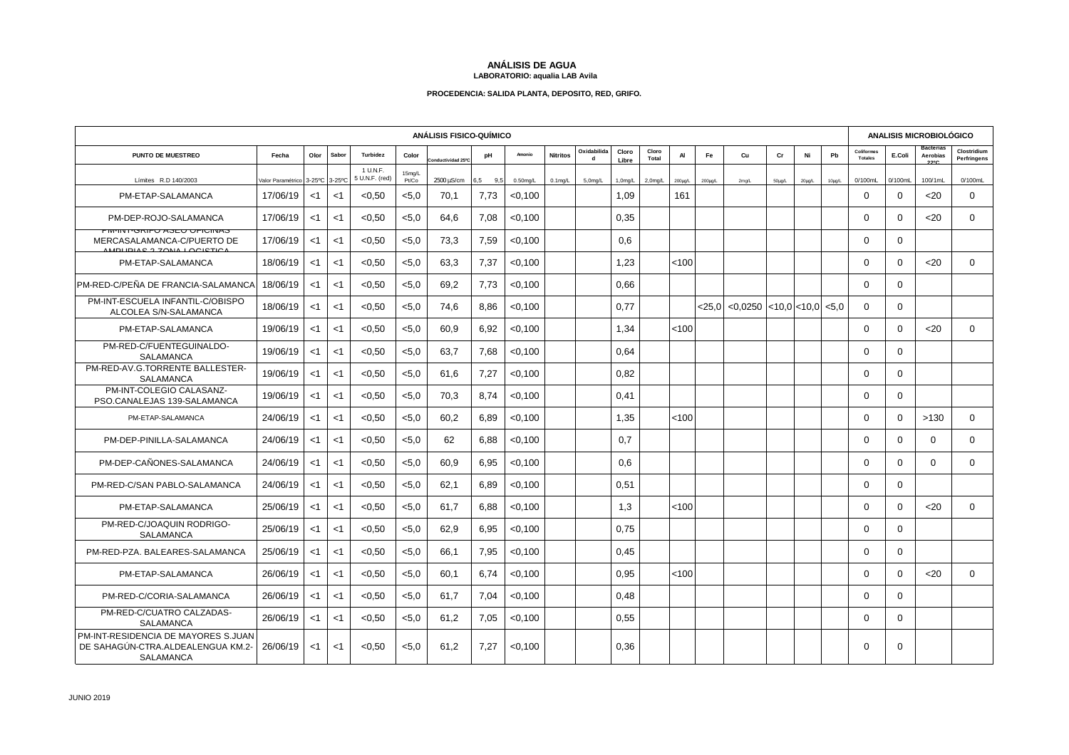**ANÁLISIS DE AGUA**
**LABORATORIO: aqualia LAB Avila**

**PROCEDENCIA: SALIDA PLANTA, DEPOSITO, RED, GRIFO.**

| ANÁLISIS FISICO-QUÍMICO | | | | | | | | | | | | | | | | | | | | | ANALISIS MICROBIOLÓGICO | | | |
|---|---|---|---|---|---|---|---|---|---|---|---|---|---|---|---|---|---|---|---|---|---|---|---|---|
| PUNTO DE MUESTREO | Fecha | Olor | Sabor | Turbidez | Color | Conductividad 25ºC | pH | Amonio | Nitritos | Oxidabilidad | Cloro Libre | Cloro Total | Al | Fe | Cu | Cr | Ni | Pb | Coliformes Totales | E.Coli | Bacterias Aerobias 22ºC | Clostridium Perfringens |
| Límites R.D 140/2003 | Valor Paramétrico | 3-25ºC | 3-25ºC | 1 U.N.F. 5 U.N.F. (red) | 15mg/L Pt/Co | 2500 µS/cm | 6,5 9,5 | 0.50mg/L | 0.1mg/L | 5,0mg/L | 1,0mg/L | 2,0mg/L | 200µg/L | 200µg/L | 2mg/L | 50µg/L | 20µg/L | 10µg/L | 0/100mL | 0/100mL | 100/1mL | 0/100mL |
| PM-ETAP-SALAMANCA | 17/06/19 | <1 | <1 | <0,50 | <5,0 | 70,1 | 7,73 | <0,100 | | | 1,09 | | 161 | | | | | | 0 | 0 | <20 | 0 |
| PM-DEP-ROJO-SALAMANCA | 17/06/19 | <1 | <1 | <0,50 | <5,0 | 64,6 | 7,08 | <0,100 | | | 0,35 | | | | | | | | 0 | 0 | <20 | 0 |
| PM-INT-GRIFO ASEO OFICINAS MERCASALAMANCA-C/PUERTO DE AMPURIAS 2 ZONA LOGISTICA | 17/06/19 | <1 | <1 | <0,50 | <5,0 | 73,3 | 7,59 | <0,100 | | | 0,6 | | | | | | | | 0 | 0 | | |
| PM-ETAP-SALAMANCA | 18/06/19 | <1 | <1 | <0,50 | <5,0 | 63,3 | 7,37 | <0,100 | | | 1,23 | | <100 | | | | | | 0 | 0 | <20 | 0 |
| PM-RED-C/PEÑA DE FRANCIA-SALAMANCA | 18/06/19 | <1 | <1 | <0,50 | <5,0 | 69,2 | 7,73 | <0,100 | | | 0,66 | | | | | | | | 0 | 0 | | |
| PM-INT-ESCUELA INFANTIL-C/OBISPO ALCOLEA S/N-SALAMANCA | 18/06/19 | <1 | <1 | <0,50 | <5,0 | 74,6 | 8,86 | <0,100 | | | 0,77 | | | <25,0 | <0,0250 | <10,0 | <10,0 | <5,0 | 0 | 0 | | |
| PM-ETAP-SALAMANCA | 19/06/19 | <1 | <1 | <0,50 | <5,0 | 60,9 | 6,92 | <0,100 | | | 1,34 | | <100 | | | | | | 0 | 0 | <20 | 0 |
| PM-RED-C/FUENTEGUINALDO-SALAMANCA | 19/06/19 | <1 | <1 | <0,50 | <5,0 | 63,7 | 7,68 | <0,100 | | | 0,64 | | | | | | | | 0 | 0 | | |
| PM-RED-AV.G.TORRENTE BALLESTER-SALAMANCA | 19/06/19 | <1 | <1 | <0,50 | <5,0 | 61,6 | 7,27 | <0,100 | | | 0,82 | | | | | | | | 0 | 0 | | |
| PM-INT-COLEGIO CALASANZ-PSO.CANALEJAS 139-SALAMANCA | 19/06/19 | <1 | <1 | <0,50 | <5,0 | 70,3 | 8,74 | <0,100 | | | 0,41 | | | | | | | | 0 | 0 | | |
| PM-ETAP-SALAMANCA | 24/06/19 | <1 | <1 | <0,50 | <5,0 | 60,2 | 6,89 | <0,100 | | | 1,35 | | <100 | | | | | | 0 | 0 | >130 | 0 |
| PM-DEP-PINILLA-SALAMANCA | 24/06/19 | <1 | <1 | <0,50 | <5,0 | 62 | 6,88 | <0,100 | | | 0,7 | | | | | | | | 0 | 0 | 0 | 0 |
| PM-DEP-CAÑONES-SALAMANCA | 24/06/19 | <1 | <1 | <0,50 | <5,0 | 60,9 | 6,95 | <0,100 | | | 0,6 | | | | | | | | 0 | 0 | 0 | 0 |
| PM-RED-C/SAN PABLO-SALAMANCA | 24/06/19 | <1 | <1 | <0,50 | <5,0 | 62,1 | 6,89 | <0,100 | | | 0,51 | | | | | | | | 0 | 0 | | |
| PM-ETAP-SALAMANCA | 25/06/19 | <1 | <1 | <0,50 | <5,0 | 61,7 | 6,88 | <0,100 | | | 1,3 | | <100 | | | | | | 0 | 0 | <20 | 0 |
| PM-RED-C/JOAQUIN RODRIGO-SALAMANCA | 25/06/19 | <1 | <1 | <0,50 | <5,0 | 62,9 | 6,95 | <0,100 | | | 0,75 | | | | | | | | 0 | 0 | | |
| PM-RED-PZA. BALEARES-SALAMANCA | 25/06/19 | <1 | <1 | <0,50 | <5,0 | 66,1 | 7,95 | <0,100 | | | 0,45 | | | | | | | | 0 | 0 | | |
| PM-ETAP-SALAMANCA | 26/06/19 | <1 | <1 | <0,50 | <5,0 | 60,1 | 6,74 | <0,100 | | | 0,95 | | <100 | | | | | | 0 | 0 | <20 | 0 |
| PM-RED-C/CORIA-SALAMANCA | 26/06/19 | <1 | <1 | <0,50 | <5,0 | 61,7 | 7,04 | <0,100 | | | 0,48 | | | | | | | | 0 | 0 | | |
| PM-RED-C/CUATRO CALZADAS-SALAMANCA | 26/06/19 | <1 | <1 | <0,50 | <5,0 | 61,2 | 7,05 | <0,100 | | | 0,55 | | | | | | | | 0 | 0 | | |
| PM-INT-RESIDENCIA DE MAYORES S.JUAN DE SAHAGÚN-CTRA.ALDEALENGUA KM.2-SALAMANCA | 26/06/19 | <1 | <1 | <0,50 | <5,0 | 61,2 | 7,27 | <0,100 | | | 0,36 | | | | | | | | 0 | 0 | | |

JUNIO 2019